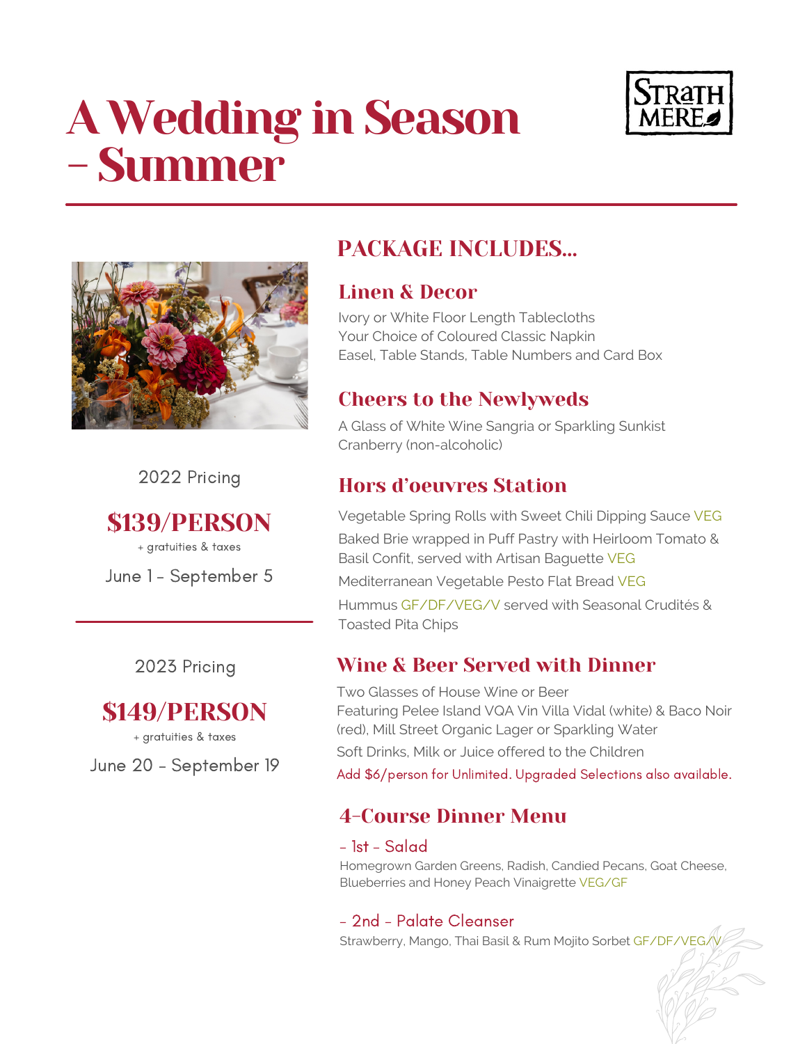# A Wedding in Season – Summer

STRATH MERE

2022 Pricing

**$139/PERSON**

+ gratuities & taxes

June 1 - September 5

2023 Pricing

**$149/PERSON**

+ gratuities & taxes

June 20 - September 19

## PACKAGE INCLUDES...

### Linen & Decor

Ivory or White Floor Length Tablecloths
Your Choice of Coloured Classic Napkin
Easel, Table Stands, Table Numbers and Card Box

### Cheers to the Newlyweds

A Glass of White Wine Sangria or Sparkling Sunkist Cranberry (non-alcoholic)

### Hors d'oeuvres Station

Vegetable Spring Rolls with Sweet Chili Dipping Sauce VEG

Baked Brie wrapped in Puff Pastry with Heirloom Tomato & Basil Confit, served with Artisan Baguette VEG

Mediterranean Vegetable Pesto Flat Bread VEG

Hummus GF/DF/VEG/V served with Seasonal Crudités & Toasted Pita Chips

### Wine & Beer Served with Dinner

Two Glasses of House Wine or Beer
Featuring Pelee Island VQA Vin Villa Vidal (white) & Baco Noir (red), Mill Street Organic Lager or Sparkling Water

Soft Drinks, Milk or Juice offered to the Children

Add $6/person for Unlimited. Upgraded Selections also available.

### 4-Course Dinner Menu

- 1st - Salad

Homegrown Garden Greens, Radish, Candied Pecans, Goat Cheese, Blueberries and Honey Peach Vinaigrette VEG/GF

- 2nd - Palate Cleanser

Strawberry, Mango, Thai Basil & Rum Mojito Sorbet GF/DF/VEG/V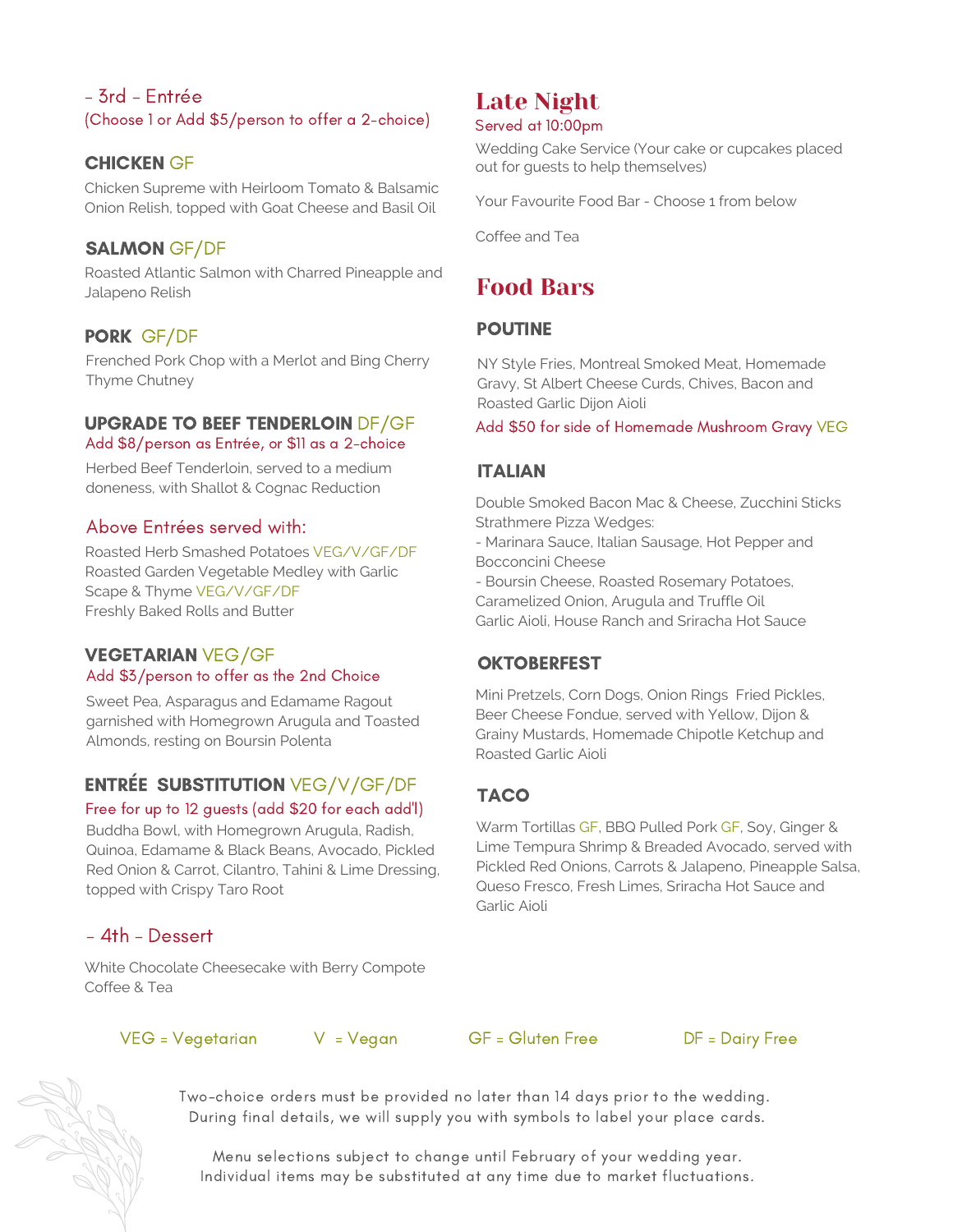## - 3rd - Entrée

(Choose 1 or Add $5/person to offer a 2-choice)

### CHICKEN GF

Chicken Supreme with Heirloom Tomato & Balsamic Onion Relish, topped with Goat Cheese and Basil Oil

### SALMON GF/DF

Roasted Atlantic Salmon with Charred Pineapple and Jalapeno Relish

### PORK GF/DF

Frenched Pork Chop with a Merlot and Bing Cherry Thyme Chutney

### UPGRADE TO BEEF TENDERLOIN DF/GF

Add $8/person as Entrée, or $11 as a 2-choice

Herbed Beef Tenderloin, served to a medium doneness, with Shallot & Cognac Reduction

### Above Entrées served with:

Roasted Herb Smashed Potatoes VEG/V/GF/DF
Roasted Garden Vegetable Medley with Garlic Scape & Thyme VEG/V/GF/DF
Freshly Baked Rolls and Butter

### VEGETARIAN VEG/GF

Add $3/person to offer as the 2nd Choice

Sweet Pea, Asparagus and Edamame Ragout garnished with Homegrown Arugula and Toasted Almonds, resting on Boursin Polenta

### ENTRÉE SUBSTITUTION VEG/V/GF/DF

Free for up to 12 guests (add $20 for each add'l)

Buddha Bowl, with Homegrown Arugula, Radish, Quinoa, Edamame & Black Beans, Avocado, Pickled Red Onion & Carrot, Cilantro, Tahini & Lime Dressing, topped with Crispy Taro Root

## - 4th - Dessert

White Chocolate Cheesecake with Berry Compote
Coffee & Tea

## Late Night

Served at 10:00pm

Wedding Cake Service (Your cake or cupcakes placed out for guests to help themselves)

Your Favourite Food Bar - Choose 1 from below

Coffee and Tea

## Food Bars

### POUTINE

NY Style Fries, Montreal Smoked Meat, Homemade Gravy, St Albert Cheese Curds, Chives, Bacon and Roasted Garlic Dijon Aioli

Add $50 for side of Homemade Mushroom Gravy VEG

### ITALIAN

Double Smoked Bacon Mac & Cheese, Zucchini Sticks
Strathmere Pizza Wedges:
- Marinara Sauce, Italian Sausage, Hot Pepper and Bocconcini Cheese
- Boursin Cheese, Roasted Rosemary Potatoes, Caramelized Onion, Arugula and Truffle Oil

Garlic Aioli, House Ranch and Sriracha Hot Sauce

### OKTOBERFEST

Mini Pretzels, Corn Dogs, Onion Rings Fried Pickles, Beer Cheese Fondue, served with Yellow, Dijon & Grainy Mustards, Homemade Chipotle Ketchup and Roasted Garlic Aioli

### TACO

Warm Tortillas GF, BBQ Pulled Pork GF, Soy, Ginger & Lime Tempura Shrimp & Breaded Avocado, served with Pickled Red Onions, Carrots & Jalapeno, Pineapple Salsa, Queso Fresco, Fresh Limes, Sriracha Hot Sauce and Garlic Aioli

VEG = Vegetarian   V = Vegan   GF = Gluten Free   DF = Dairy Free

Two-choice orders must be provided no later than 14 days prior to the wedding.
During final details, we will supply you with symbols to label your place cards.

Menu selections subject to change until February of your wedding year.
Individual items may be substituted at any time due to market fluctuations.